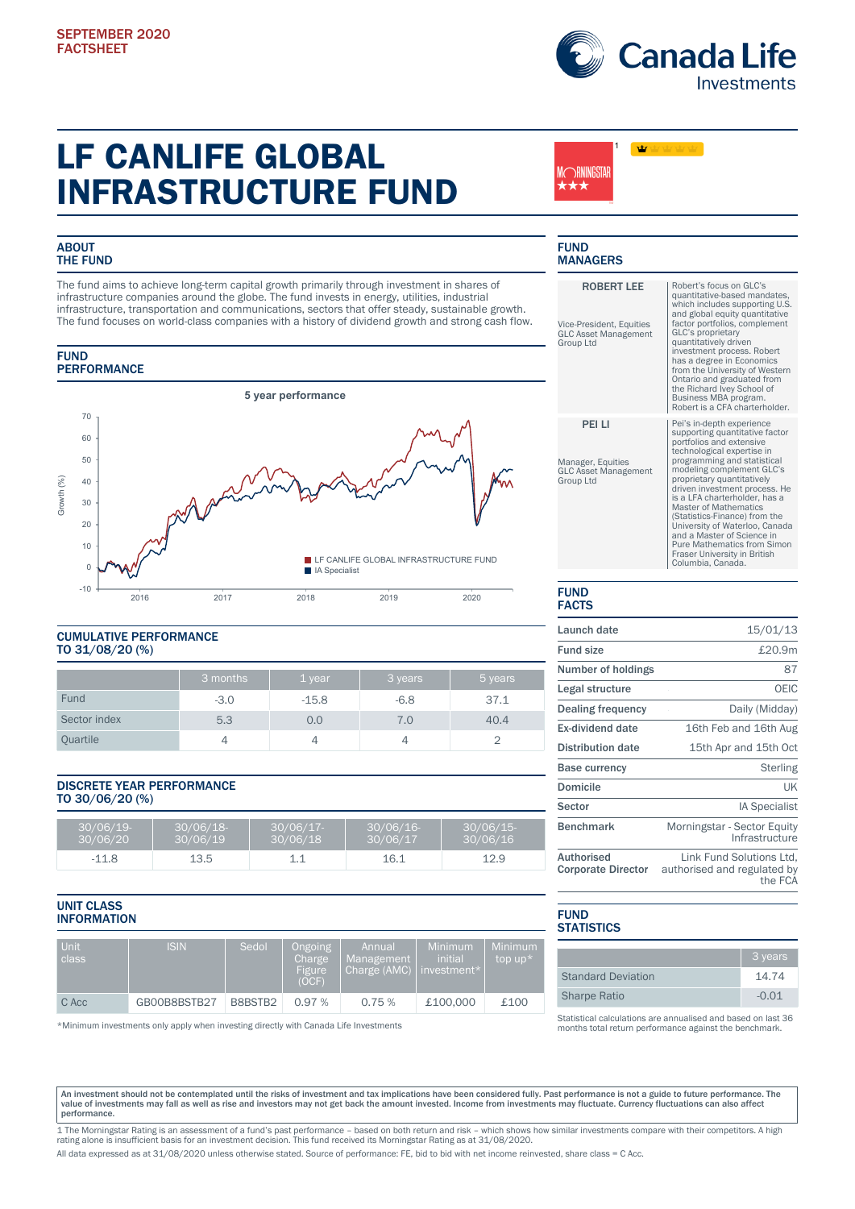SEPTEMBER 2020
FACTSHEET

# LF CANLIFE GLOBAL INFRASTRUCTURE FUND

MORNINGSTAR ★★★ [1]

## ABOUT THE FUND

The fund aims to achieve long-term capital growth primarily through investment in shares of infrastructure companies around the globe. The fund invests in energy, utilities, industrial infrastructure, transportation and communications, sectors that offer steady, sustainable growth. The fund focuses on world-class companies with a history of dividend growth and strong cash flow.

## FUND PERFORMANCE

5 year performance

LF CANLIFE GLOBAL INFRASTRUCTURE FUND
IA Specialist

## CUMULATIVE PERFORMANCE TO 31/08/20 (%)

| | 3 months | 1 year | 3 years | 5 years |
|---|---|---|---|---|
| Fund | -3.0 | -15.8 | -6.8 | 37.1 |
| Sector index | 5.3 | 0.0 | 7.0 | 40.4 |
| Quartile | 4 | 4 | 4 | 2 |

## DISCRETE YEAR PERFORMANCE TO 30/06/20 (%)

| 30/06/19-30/06/20 | 30/06/18-30/06/19 | 30/06/17-30/06/18 | 30/06/16-30/06/17 | 30/06/15-30/06/16 |
|---|---|---|---|---|
| -11.8 | 13.5 | 1.1 | 16.1 | 12.9 |

## UNIT CLASS INFORMATION

| Unit class | ISIN | Sedol | Ongoing Charge Figure (OCF) | Annual Management Charge (AMC) | Minimum initial investment* | Minimum top up* |
|---|---|---|---|---|---|---|
| C Acc | GB00B8BSTB27 | B8BSTB2 | 0.97 % | 0.75 % | £100,000 | £100 |

*Minimum investments only apply when investing directly with Canada Life Investments

## FUND MANAGERS

**ROBERT LEE**
Vice-President, Equities GLC Asset Management Group Ltd

Robert's focus on GLC's quantitative-based mandates, which includes supporting U.S. and global equity quantitative factor portfolios, complement GLC's proprietary quantitatively driven investment process. Robert has a degree in Economics from the University of Western Ontario and graduated from the Richard Ivey School of Business MBA program. Robert is a CFA charterholder.

**PEI LI**
Manager, Equities GLC Asset Management Group Ltd

Pei's in-depth experience supporting quantitative factor portfolios and extensive technological expertise in programming and statistical modeling complement GLC's proprietary quantitatively driven investment process. He is a LFA charterholder, has a Master of Mathematics (Statistics-Finance) from the University of Waterloo, Canada and a Master of Science in Pure Mathematics from Simon Fraser University in British Columbia, Canada.

## FUND FACTS

| | |
|---|---|
| Launch date | 15/01/13 |
| Fund size | £20.9m |
| Number of holdings | 87 |
| Legal structure | OEIC |
| Dealing frequency | Daily (Midday) |
| Ex-dividend date | 16th Feb and 16th Aug |
| Distribution date | 15th Apr and 15th Oct |
| Base currency | Sterling |
| Domicile | UK |
| Sector | IA Specialist |
| Benchmark | Morningstar - Sector Equity Infrastructure |
| Authorised Corporate Director | Link Fund Solutions Ltd, authorised and regulated by the FCA |

## FUND STATISTICS

| | 3 years |
|---|---|
| Standard Deviation | 14.74 |
| Sharpe Ratio | -0.01 |

Statistical calculations are annualised and based on last 36 months total return performance against the benchmark.

**An investment should not be contemplated until the risks of investment and tax implications have been considered fully. Past performance is not a guide to future performance. The value of investments may fall as well as rise and investors may not get back the amount invested. Income from investments may fluctuate. Currency fluctuations can also affect performance.**

1 The Morningstar Rating is an assessment of a fund's past performance – based on both return and risk – which shows how similar investments compare with their competitors. A high rating alone is insufficient basis for an investment decision. This fund received its Morningstar Rating as at 31/08/2020.

All data expressed as at 31/08/2020 unless otherwise stated. Source of performance: FE, bid to bid with net income reinvested, share class = C Acc.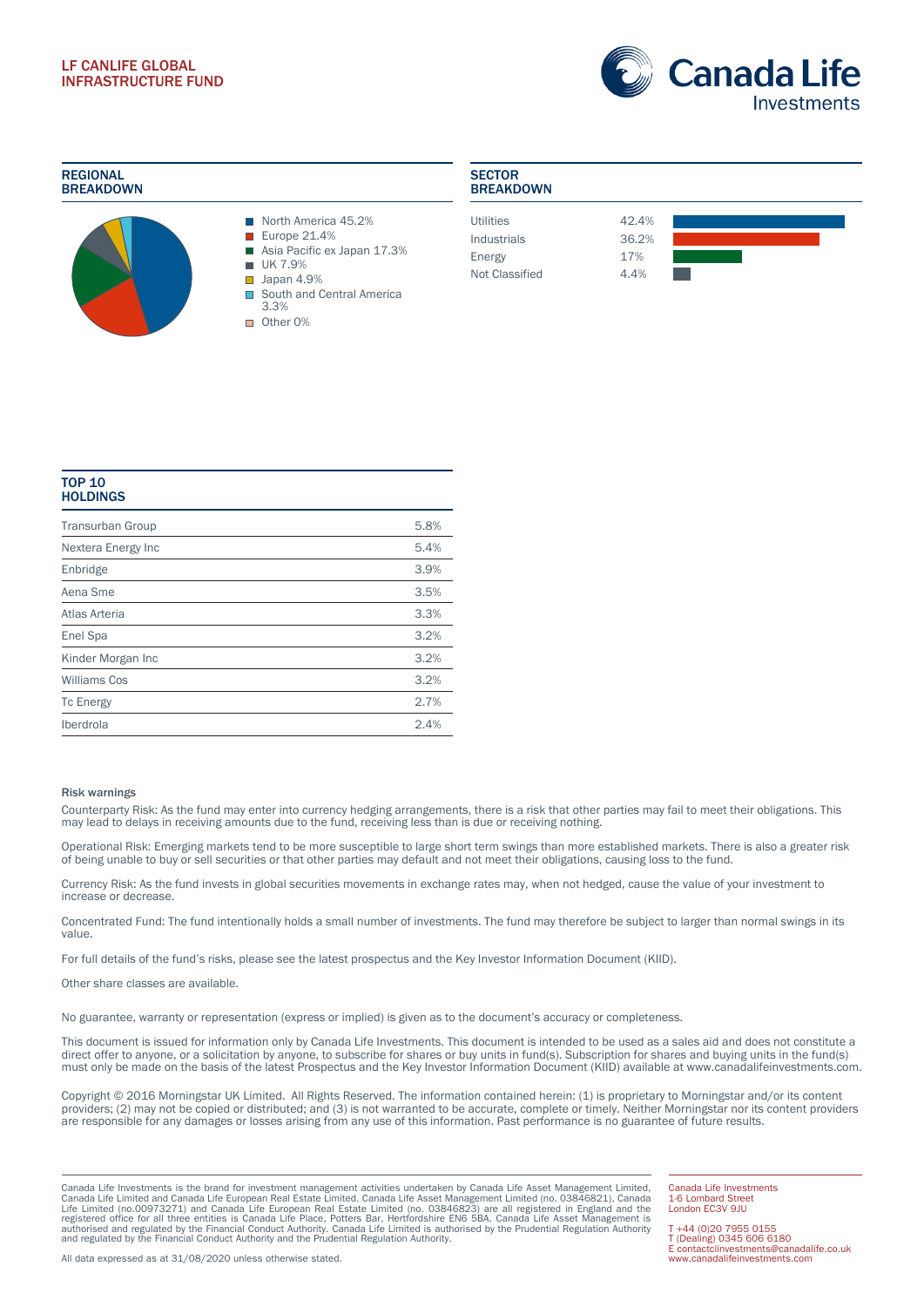LF CANLIFE GLOBAL INFRASTRUCTURE FUND

Canada Life Investments

## REGIONAL BREAKDOWN

North America 45.2%
Europe 21.4%
Asia Pacific ex Japan 17.3%
UK 7.9%
Japan 4.9%
South and Central America 3.3%
Other 0%

## SECTOR BREAKDOWN

Utilities 42.4%
Industrials 36.2%
Energy 17%
Not Classified 4.4%

## TOP 10 HOLDINGS

| | |
|---|---|
| Transurban Group | 5.8% |
| Nextera Energy Inc | 5.4% |
| Enbridge | 3.9% |
| Aena Sme | 3.5% |
| Atlas Arteria | 3.3% |
| Enel Spa | 3.2% |
| Kinder Morgan Inc | 3.2% |
| Williams Cos | 3.2% |
| Tc Energy | 2.7% |
| Iberdrola | 2.4% |

### Risk warnings

Counterparty Risk: As the fund may enter into currency hedging arrangements, there is a risk that other parties may fail to meet their obligations. This may lead to delays in receiving amounts due to the fund, receiving less than is due or receiving nothing.

Operational Risk: Emerging markets tend to be more susceptible to large short term swings than more established markets. There is also a greater risk of being unable to buy or sell securities or that other parties may default and not meet their obligations, causing loss to the fund.

Currency Risk: As the fund invests in global securities movements in exchange rates may, when not hedged, cause the value of your investment to increase or decrease.

Concentrated Fund: The fund intentionally holds a small number of investments. The fund may therefore be subject to larger than normal swings in its value.

For full details of the fund's risks, please see the latest prospectus and the Key Investor Information Document (KIID).

Other share classes are available.

No guarantee, warranty or representation (express or implied) is given as to the document's accuracy or completeness.

This document is issued for information only by Canada Life Investments. This document is intended to be used as a sales aid and does not constitute a direct offer to anyone, or a solicitation by anyone, to subscribe for shares or buy units in fund(s). Subscription for shares and buying units in the fund(s) must only be made on the basis of the latest Prospectus and the Key Investor Information Document (KIID) available at www.canadalifeinvestments.com.

Copyright © 2016 Morningstar UK Limited. All Rights Reserved. The information contained herein: (1) is proprietary to Morningstar and/or its content providers; (2) may not be copied or distributed; and (3) is not warranted to be accurate, complete or timely. Neither Morningstar nor its content providers are responsible for any damages or losses arising from any use of this information. Past performance is no guarantee of future results.

Canada Life Investments is the brand for investment management activities undertaken by Canada Life Asset Management Limited, Canada Life Limited and Canada Life European Real Estate Limited. Canada Life Asset Management Limited (no. 03846821), Canada Life Limited (no.00973271) and Canada Life European Real Estate Limited (no. 03846823) are all registered in England and the registered office for all three entities is Canada Life Place, Potters Bar, Hertfordshire EN6 5BA. Canada Life Asset Management is authorised and regulated by the Financial Conduct Authority. Canada Life Limited is authorised by the Prudential Regulation Authority and regulated by the Financial Conduct Authority and the Prudential Regulation Authority.

All data expressed as at 31/08/2020 unless otherwise stated.

Canada Life Investments
1-6 Lombard Street
London EC3V 9JU

T +44 (0)20 7955 0155
T (Dealing) 0345 606 6180
E contactclinvestments@canadalife.co.uk
www.canadalifeinvestments.com